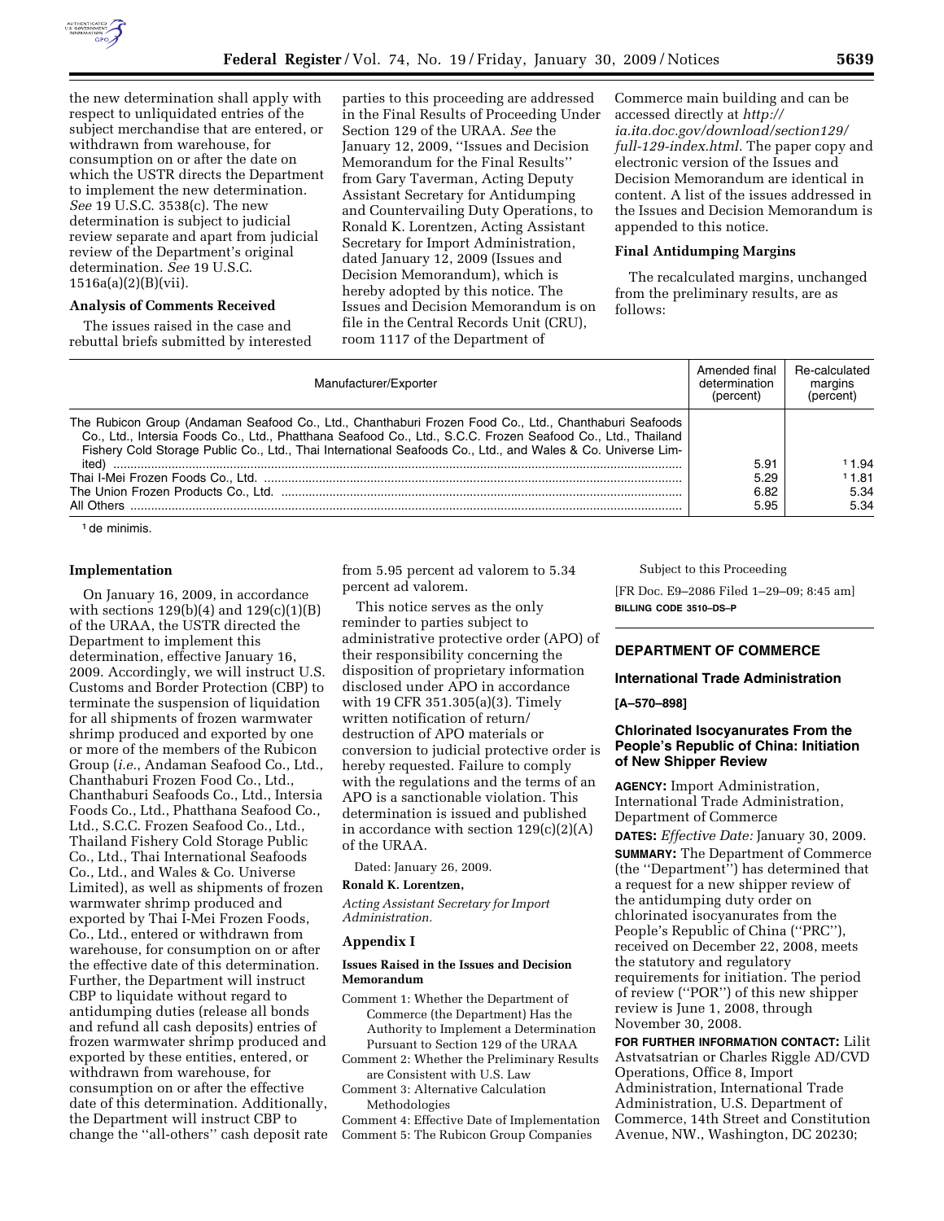the new determination shall apply with respect to unliquidated entries of the subject merchandise that are entered, or withdrawn from warehouse, for consumption on or after the date on which the USTR directs the Department to implement the new determination. *See* 19 U.S.C. 3538(c). The new determination is subject to judicial review separate and apart from judicial review of the Department's original determination. *See* 19 U.S.C. 1516a(a)(2)(B)(vii).

**Analysis of Comments Received**

The issues raised in the case and rebuttal briefs submitted by interested parties to this proceeding are addressed in the Final Results of Proceeding Under Section 129 of the URAA. *See* the January 12, 2009, ''Issues and Decision Memorandum for the Final Results'' from Gary Taverman, Acting Deputy Assistant Secretary for Antidumping and Countervailing Duty Operations, to Ronald K. Lorentzen, Acting Assistant Secretary for Import Administration, dated January 12, 2009 (Issues and Decision Memorandum), which is hereby adopted by this notice. The Issues and Decision Memorandum is on file in the Central Records Unit (CRU), room 1117 of the Department of Commerce main building and can be accessed directly at *http://ia.ita.doc.gov/download/section129/full-129-index.html.* The paper copy and electronic version of the Issues and Decision Memorandum are identical in content. A list of the issues addressed in the Issues and Decision Memorandum is appended to this notice.

**Final Antidumping Margins**

The recalculated margins, unchanged from the preliminary results, are as follows:

| Manufacturer/Exporter | Amended final determination (percent) | Re-calculated margins (percent) |
|---|---|---|
| The Rubicon Group (Andaman Seafood Co., Ltd., Chanthaburi Frozen Food Co., Ltd., Chanthaburi Seafoods Co., Ltd., Intersia Foods Co., Ltd., Phatthana Seafood Co., Ltd., S.C.C. Frozen Seafood Co., Ltd., Thailand Fishery Cold Storage Public Co., Ltd., Thai International Seafoods Co., Ltd., and Wales & Co. Universe Limited) | 5.91 | [1] 1.94 |
| Thai I-Mei Frozen Foods Co., Ltd. | 5.29 | [1] 1.81 |
| The Union Frozen Products Co., Ltd. | 6.82 | 5.34 |
| All Others | 5.95 | 5.34 |

[1] de minimis.

**Implementation**

On January 16, 2009, in accordance with sections 129(b)(4) and 129(c)(1)(B) of the URAA, the USTR directed the Department to implement this determination, effective January 16, 2009. Accordingly, we will instruct U.S. Customs and Border Protection (CBP) to terminate the suspension of liquidation for all shipments of frozen warmwater shrimp produced and exported by one or more of the members of the Rubicon Group (*i.e.*, Andaman Seafood Co., Ltd., Chanthaburi Frozen Food Co., Ltd., Chanthaburi Seafoods Co., Ltd., Intersia Foods Co., Ltd., Phatthana Seafood Co., Ltd., S.C.C. Frozen Seafood Co., Ltd., Thailand Fishery Cold Storage Public Co., Ltd., Thai International Seafoods Co., Ltd., and Wales & Co. Universe Limited), as well as shipments of frozen warmwater shrimp produced and exported by Thai I-Mei Frozen Foods, Co., Ltd., entered or withdrawn from warehouse, for consumption on or after the effective date of this determination. Further, the Department will instruct CBP to liquidate without regard to antidumping duties (release all bonds and refund all cash deposits) entries of frozen warmwater shrimp produced and exported by these entities, entered, or withdrawn from warehouse, for consumption on or after the effective date of this determination. Additionally, the Department will instruct CBP to change the ''all-others'' cash deposit rate from 5.95 percent ad valorem to 5.34 percent ad valorem.

This notice serves as the only reminder to parties subject to administrative protective order (APO) of their responsibility concerning the disposition of proprietary information disclosed under APO in accordance with 19 CFR 351.305(a)(3). Timely written notification of return/destruction of APO materials or conversion to judicial protective order is hereby requested. Failure to comply with the regulations and the terms of an APO is a sanctionable violation. This determination is issued and published in accordance with section 129(c)(2)(A) of the URAA.

Dated: January 26, 2009.

**Ronald K. Lorentzen,**

*Acting Assistant Secretary for Import Administration.*

**Appendix I**

**Issues Raised in the Issues and Decision Memorandum**

Comment 1: Whether the Department of Commerce (the Department) Has the Authority to Implement a Determination Pursuant to Section 129 of the URAA

Comment 2: Whether the Preliminary Results are Consistent with U.S. Law

Comment 3: Alternative Calculation Methodologies

Comment 4: Effective Date of Implementation

Comment 5: The Rubicon Group Companies Subject to this Proceeding

[FR Doc. E9–2086 Filed 1–29–09; 8:45 am]

**BILLING CODE 3510–DS–P**

## DEPARTMENT OF COMMERCE

### International Trade Administration

**[A–570–898]**

### Chlorinated Isocyanurates From the People's Republic of China: Initiation of New Shipper Review

**AGENCY:** Import Administration, International Trade Administration, Department of Commerce

**DATES:** *Effective Date:* January 30, 2009.

**SUMMARY:** The Department of Commerce (the ''Department'') has determined that a request for a new shipper review of the antidumping duty order on chlorinated isocyanurates from the People's Republic of China (''PRC''), received on December 22, 2008, meets the statutory and regulatory requirements for initiation. The period of review (''POR'') of this new shipper review is June 1, 2008, through November 30, 2008.

**FOR FURTHER INFORMATION CONTACT:** Lilit Astvatsatrian or Charles Riggle AD/CVD Operations, Office 8, Import Administration, International Trade Administration, U.S. Department of Commerce, 14th Street and Constitution Avenue, NW., Washington, DC 20230;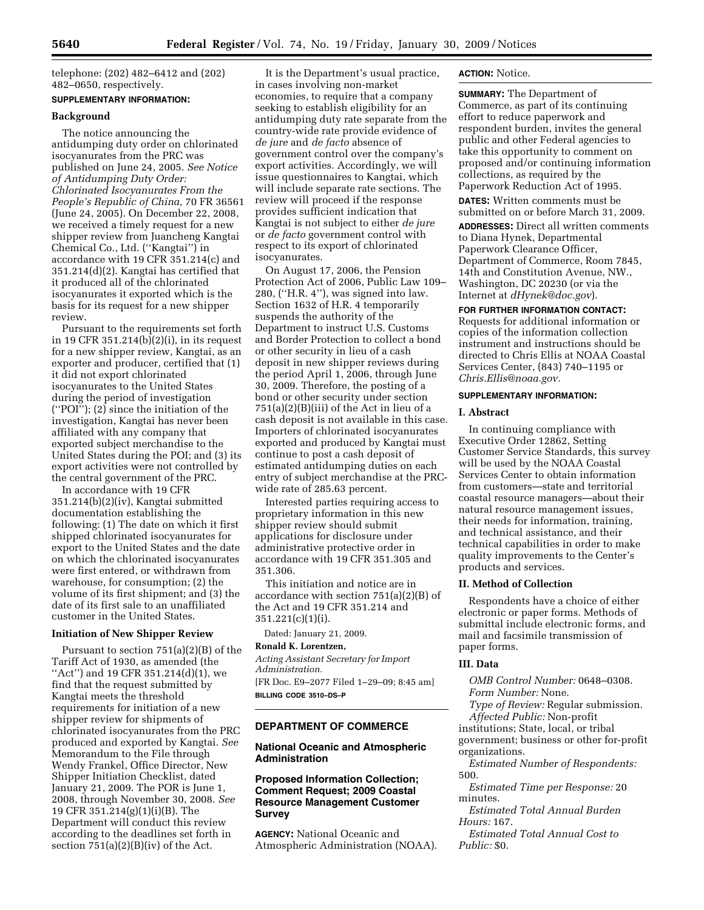telephone: (202) 482–6412 and (202) 482–0650, respectively.

**SUPPLEMENTARY INFORMATION:**

**Background**

The notice announcing the antidumping duty order on chlorinated isocyanurates from the PRC was published on June 24, 2005. *See Notice of Antidumping Duty Order: Chlorinated Isocyanurates From the People's Republic of China,* 70 FR 36561 (June 24, 2005). On December 22, 2008, we received a timely request for a new shipper review from Juancheng Kangtai Chemical Co., Ltd. (''Kangtai'') in accordance with 19 CFR 351.214(c) and 351.214(d)(2). Kangtai has certified that it produced all of the chlorinated isocyanurates it exported which is the basis for its request for a new shipper review.

Pursuant to the requirements set forth in 19 CFR 351.214(b)(2)(i), in its request for a new shipper review, Kangtai, as an exporter and producer, certified that (1) it did not export chlorinated isocyanurates to the United States during the period of investigation (''POI''); (2) since the initiation of the investigation, Kangtai has never been affiliated with any company that exported subject merchandise to the United States during the POI; and (3) its export activities were not controlled by the central government of the PRC.

In accordance with 19 CFR 351.214(b)(2)(iv), Kangtai submitted documentation establishing the following: (1) The date on which it first shipped chlorinated isocyanurates for export to the United States and the date on which the chlorinated isocyanurates were first entered, or withdrawn from warehouse, for consumption; (2) the volume of its first shipment; and (3) the date of its first sale to an unaffiliated customer in the United States.

**Initiation of New Shipper Review**

Pursuant to section 751(a)(2)(B) of the Tariff Act of 1930, as amended (the ''Act'') and 19 CFR 351.214(d)(1), we find that the request submitted by Kangtai meets the threshold requirements for initiation of a new shipper review for shipments of chlorinated isocyanurates from the PRC produced and exported by Kangtai. *See* Memorandum to the File through Wendy Frankel, Office Director, New Shipper Initiation Checklist, dated January 21, 2009. The POR is June 1, 2008, through November 30, 2008. *See* 19 CFR 351.214(g)(1)(i)(B). The Department will conduct this review according to the deadlines set forth in section 751(a)(2)(B)(iv) of the Act.

It is the Department's usual practice, in cases involving non-market economies, to require that a company seeking to establish eligibility for an antidumping duty rate separate from the country-wide rate provide evidence of *de jure* and *de facto* absence of government control over the company's export activities. Accordingly, we will issue questionnaires to Kangtai, which will include separate rate sections. The review will proceed if the response provides sufficient indication that Kangtai is not subject to either *de jure* or *de facto* government control with respect to its export of chlorinated isocyanurates.

On August 17, 2006, the Pension Protection Act of 2006, Public Law 109–280, (''H.R. 4''), was signed into law. Section 1632 of H.R. 4 temporarily suspends the authority of the Department to instruct U.S. Customs and Border Protection to collect a bond or other security in lieu of a cash deposit in new shipper reviews during the period April 1, 2006, through June 30, 2009. Therefore, the posting of a bond or other security under section 751(a)(2)(B)(iii) of the Act in lieu of a cash deposit is not available in this case. Importers of chlorinated isocyanurates exported and produced by Kangtai must continue to post a cash deposit of estimated antidumping duties on each entry of subject merchandise at the PRC-wide rate of 285.63 percent.

Interested parties requiring access to proprietary information in this new shipper review should submit applications for disclosure under administrative protective order in accordance with 19 CFR 351.305 and 351.306.

This initiation and notice are in accordance with section 751(a)(2)(B) of the Act and 19 CFR 351.214 and 351.221(c)(1)(i).

Dated: January 21, 2009.

**Ronald K. Lorentzen,**

*Acting Assistant Secretary for Import Administration.*

[FR Doc. E9–2077 Filed 1–29–09; 8:45 am]

**BILLING CODE 3510–DS–P**

---

**DEPARTMENT OF COMMERCE**

**National Oceanic and Atmospheric Administration**

**Proposed Information Collection; Comment Request; 2009 Coastal Resource Management Customer Survey**

**AGENCY:** National Oceanic and Atmospheric Administration (NOAA).

**ACTION:** Notice.

**SUMMARY:** The Department of Commerce, as part of its continuing effort to reduce paperwork and respondent burden, invites the general public and other Federal agencies to take this opportunity to comment on proposed and/or continuing information collections, as required by the Paperwork Reduction Act of 1995.

**DATES:** Written comments must be submitted on or before March 31, 2009.

**ADDRESSES:** Direct all written comments to Diana Hynek, Departmental Paperwork Clearance Officer, Department of Commerce, Room 7845, 14th and Constitution Avenue, NW., Washington, DC 20230 (or via the Internet at *dHynek@doc.gov*).

**FOR FURTHER INFORMATION CONTACT:** Requests for additional information or copies of the information collection instrument and instructions should be directed to Chris Ellis at NOAA Coastal Services Center, (843) 740–1195 or *Chris.Ellis@noaa.gov.*

**SUPPLEMENTARY INFORMATION:**

**I. Abstract**

In continuing compliance with Executive Order 12862, Setting Customer Service Standards, this survey will be used by the NOAA Coastal Services Center to obtain information from customers—state and territorial coastal resource managers—about their natural resource management issues, their needs for information, training, and technical assistance, and their technical capabilities in order to make quality improvements to the Center's products and services.

**II. Method of Collection**

Respondents have a choice of either electronic or paper forms. Methods of submittal include electronic forms, and mail and facsimile transmission of paper forms.

**III. Data**

*OMB Control Number:* 0648–0308.

*Form Number:* None.

*Type of Review:* Regular submission.

*Affected Public:* Non-profit institutions; State, local, or tribal government; business or other for-profit organizations.

*Estimated Number of Respondents:* 500.

*Estimated Time per Response:* 20 minutes.

*Estimated Total Annual Burden Hours:* 167.

*Estimated Total Annual Cost to Public:* $0.